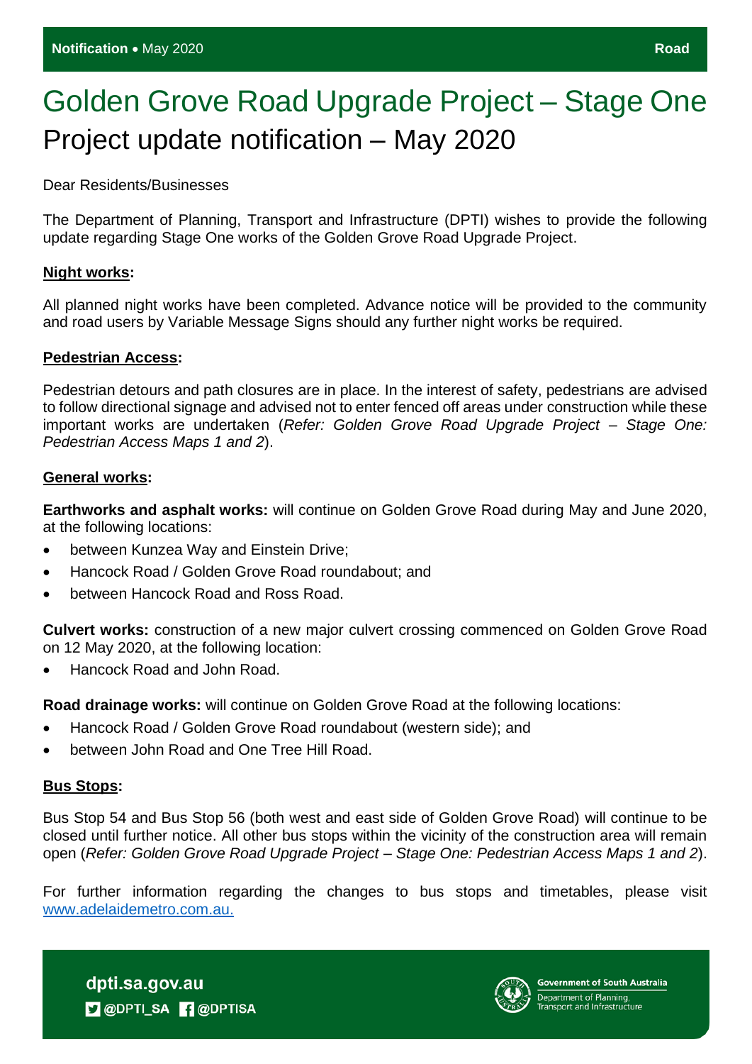**Notification** • May 2020 **Road**

# Golden Grove Road Upgrade Project – Stage One

## Project update notification – May 2020

Dear Residents/Businesses

The Department of Planning, Transport and Infrastructure (DPTI) wishes to provide the following update regarding Stage One works of the Golden Grove Road Upgrade Project.

**Night works:**

All planned night works have been completed. Advance notice will be provided to the community and road users by Variable Message Signs should any further night works be required.

**Pedestrian Access:**

Pedestrian detours and path closures are in place. In the interest of safety, pedestrians are advised to follow directional signage and advised not to enter fenced off areas under construction while these important works are undertaken (*Refer: Golden Grove Road Upgrade Project – Stage One: Pedestrian Access Maps 1 and 2*).

**General works:**

**Earthworks and asphalt works:** will continue on Golden Grove Road during May and June 2020, at the following locations:

- between Kunzea Way and Einstein Drive;
- Hancock Road / Golden Grove Road roundabout; and
- between Hancock Road and Ross Road.

**Culvert works:** construction of a new major culvert crossing commenced on Golden Grove Road on 12 May 2020, at the following location:

- Hancock Road and John Road.

**Road drainage works:** will continue on Golden Grove Road at the following locations:

- Hancock Road / Golden Grove Road roundabout (western side); and
- between John Road and One Tree Hill Road.

**Bus Stops:**

Bus Stop 54 and Bus Stop 56 (both west and east side of Golden Grove Road) will continue to be closed until further notice. All other bus stops within the vicinity of the construction area will remain open (*Refer: Golden Grove Road Upgrade Project – Stage One: Pedestrian Access Maps 1 and 2*).

For further information regarding the changes to bus stops and timetables, please visit [www.adelaidemetro.com.au.](http://www.adelaidemetro.com.au)

dpti.sa.gov.au
@DPTI_SA @DPTISA

Government of South Australia
Department of Planning, Transport and Infrastructure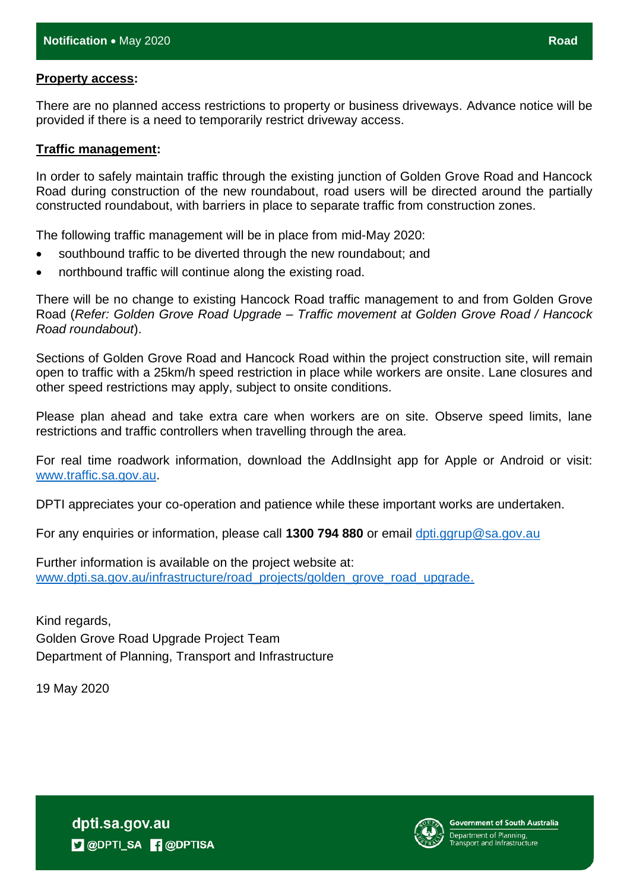**Property access:**

There are no planned access restrictions to property or business driveways. Advance notice will be provided if there is a need to temporarily restrict driveway access.

**Traffic management:**

In order to safely maintain traffic through the existing junction of Golden Grove Road and Hancock Road during construction of the new roundabout, road users will be directed around the partially constructed roundabout, with barriers in place to separate traffic from construction zones.

The following traffic management will be in place from mid-May 2020:

- southbound traffic to be diverted through the new roundabout; and
- northbound traffic will continue along the existing road.

There will be no change to existing Hancock Road traffic management to and from Golden Grove Road (*Refer: Golden Grove Road Upgrade – Traffic movement at Golden Grove Road / Hancock Road roundabout*).

Sections of Golden Grove Road and Hancock Road within the project construction site, will remain open to traffic with a 25km/h speed restriction in place while workers are onsite. Lane closures and other speed restrictions may apply, subject to onsite conditions.

Please plan ahead and take extra care when workers are on site. Observe speed limits, lane restrictions and traffic controllers when travelling through the area.

For real time roadwork information, download the AddInsight app for Apple or Android or visit: www.traffic.sa.gov.au.

DPTI appreciates your co-operation and patience while these important works are undertaken.

For any enquiries or information, please call **1300 794 880** or email dpti.ggrup@sa.gov.au

Further information is available on the project website at:
www.dpti.sa.gov.au/infrastructure/road_projects/golden_grove_road_upgrade.

Kind regards,
Golden Grove Road Upgrade Project Team
Department of Planning, Transport and Infrastructure

19 May 2020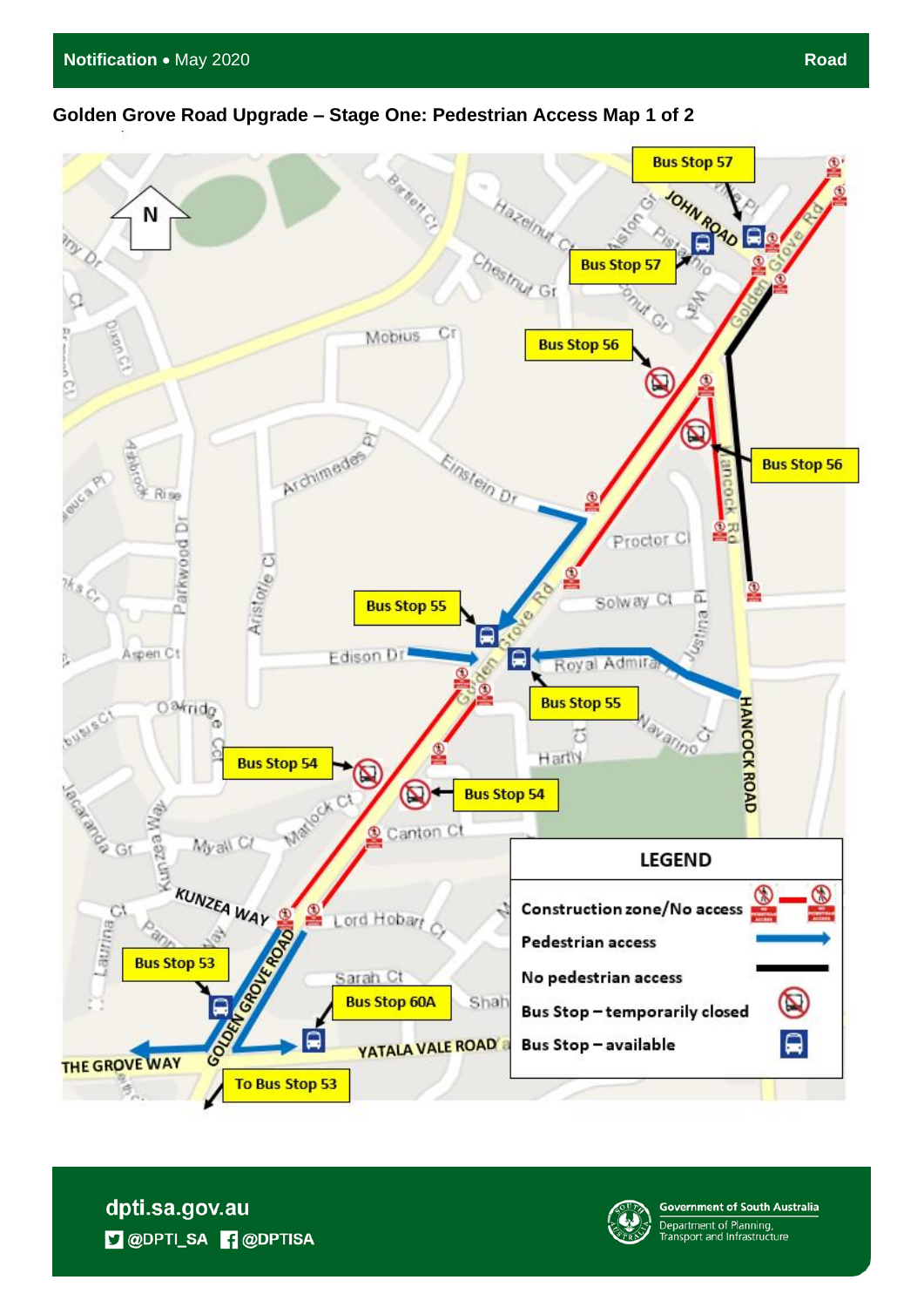Notification • May 2020 Road

## Golden Grove Road Upgrade – Stage One: Pedestrian Access Map 1 of 2

**LEGEND**

| | |
|---|---|
| Construction zone/No access | |
| Pedestrian access | |
| No pedestrian access | |
| Bus Stop – temporarily closed | |
| Bus Stop – available | |

dpti.sa.gov.au
@DPTI_SA @DPTISA

Government of South Australia
Department of Planning, Transport and Infrastructure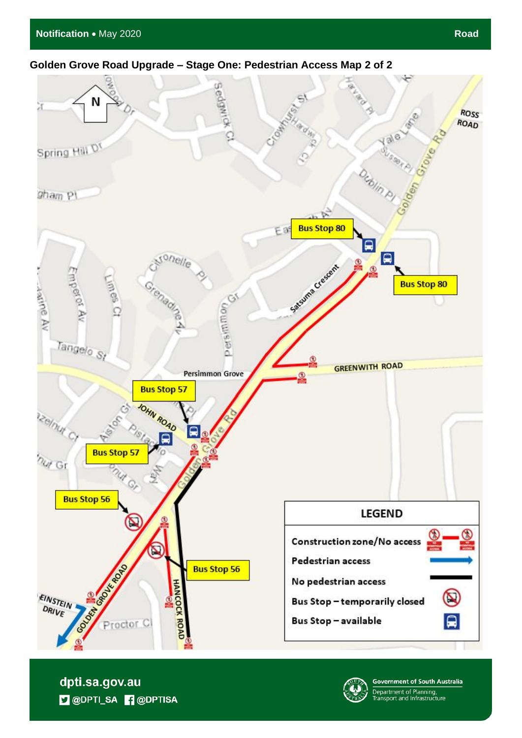**Notification** • May 2020 — **Road**

## Golden Grove Road Upgrade – Stage One: Pedestrian Access Map 2 of 2

N

Bus Stop 80

Bus Stop 80

Bus Stop 57

Bus Stop 57

Bus Stop 56

Bus Stop 56

Persimmon Grove

GREENWITH ROAD

JOHN ROAD

HANCOCK ROAD

GOLDEN GROVE ROAD

EINSTEIN DRIVE

ROSS ROAD

| LEGEND | |
|---|---|
| Construction zone/No access | |
| Pedestrian access | |
| No pedestrian access | |
| Bus Stop – temporarily closed | |
| Bus Stop – available | |

**dpti.sa.gov.au**

@DPTI_SA @DPTISA

Government of South Australia
Department of Planning, Transport and Infrastructure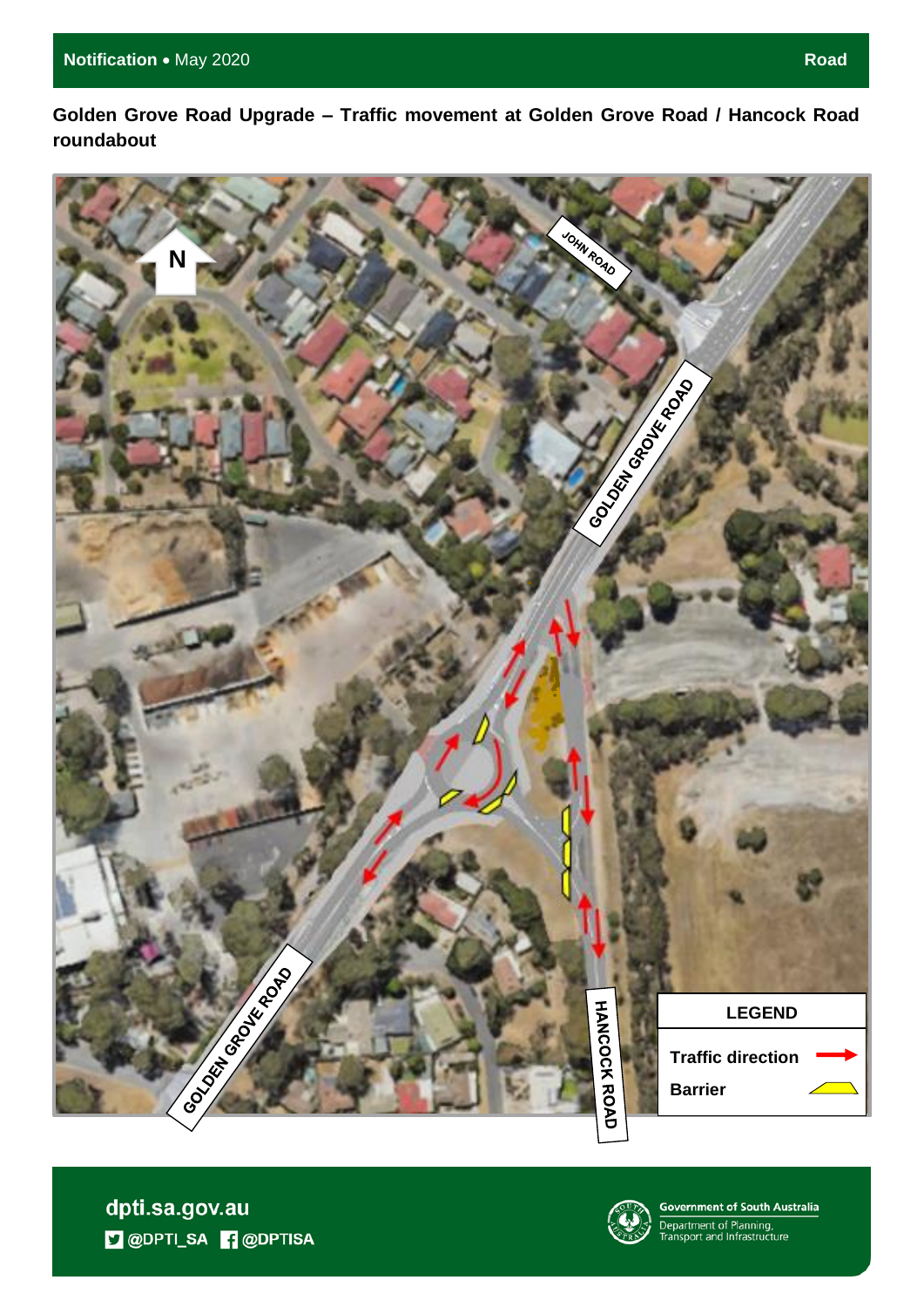**Notification** • May 2020

**Road**

## Golden Grove Road Upgrade – Traffic movement at Golden Grove Road / Hancock Road roundabout

N

JOHN ROAD

GOLDEN GROVE ROAD

GOLDEN GROVE ROAD

HANCOCK ROAD

LEGEND

Traffic direction

Barrier

dpti.sa.gov.au

@DPTI_SA @DPTISA

Government of South Australia
Department of Planning, Transport and Infrastructure